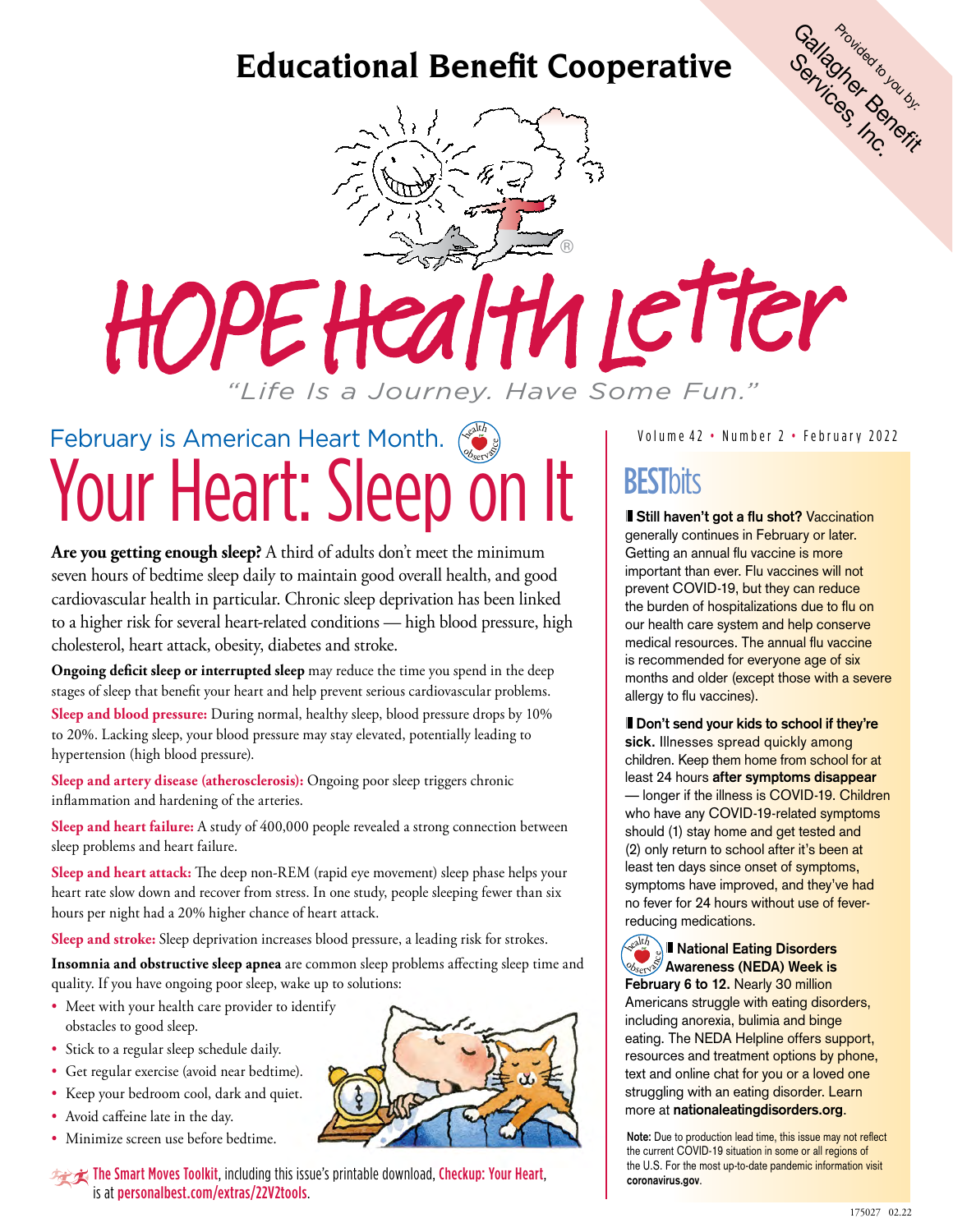# Educational Benefit Cooperative

Provided to you by: Gallagher Benefit Services, Inc.

# HOPE Health Letter

*"Life Is a Journey. Have Some Fun."*

Volume 42 • Number 2 • February 2022

February is American Heart Month.

## Your Heart: Sleep on It

**Are you getting enough sleep?** A third of adults don't meet the minimum seven hours of bedtime sleep daily to maintain good overall health, and good cardiovascular health in particular. Chronic sleep deprivation has been linked to a higher risk for several heart-related conditions — high blood pressure, high cholesterol, heart attack, obesity, diabetes and stroke.

**Ongoing deficit sleep or interrupted sleep** may reduce the time you spend in the deep stages of sleep that benefit your heart and help prevent serious cardiovascular problems.

**Sleep and blood pressure:** During normal, healthy sleep, blood pressure drops by 10% to 20%. Lacking sleep, your blood pressure may stay elevated, potentially leading to hypertension (high blood pressure).

**Sleep and artery disease (atherosclerosis):** Ongoing poor sleep triggers chronic inflammation and hardening of the arteries.

**Sleep and heart failure:** A study of 400,000 people revealed a strong connection between sleep problems and heart failure.

**Sleep and heart attack:** The deep non-REM (rapid eye movement) sleep phase helps your heart rate slow down and recover from stress. In one study, people sleeping fewer than six hours per night had a 20% higher chance of heart attack.

**Sleep and stroke:** Sleep deprivation increases blood pressure, a leading risk for strokes.

**Insomnia and obstructive sleep apnea** are common sleep problems affecting sleep time and quality. If you have ongoing poor sleep, wake up to solutions:

- Meet with your health care provider to identify obstacles to good sleep.
- Stick to a regular sleep schedule daily.
- Get regular exercise (avoid near bedtime).
- Keep your bedroom cool, dark and quiet.
- Avoid caffeine late in the day.
- Minimize screen use before bedtime.

The Smart Moves Toolkit, including this issue's printable download, Checkup: Your Heart, is at personalbest.com/extras/22V2tools.

## BESTbits

**Still haven't got a flu shot?** Vaccination generally continues in February or later. Getting an annual flu vaccine is more important than ever. Flu vaccines will not prevent COVID-19, but they can reduce the burden of hospitalizations due to flu on our health care system and help conserve medical resources. The annual flu vaccine is recommended for everyone age of six months and older (except those with a severe allergy to flu vaccines).

**Don't send your kids to school if they're sick.** Illnesses spread quickly among children. Keep them home from school for at least 24 hours **after symptoms disappear** — longer if the illness is COVID-19. Children who have any COVID-19-related symptoms should (1) stay home and get tested and (2) only return to school after it's been at least ten days since onset of symptoms, symptoms have improved, and they've had no fever for 24 hours without use of fever-reducing medications.

**National Eating Disorders Awareness (NEDA) Week is February 6 to 12.** Nearly 30 million Americans struggle with eating disorders, including anorexia, bulimia and binge eating. The NEDA Helpline offers support, resources and treatment options by phone, text and online chat for you or a loved one struggling with an eating disorder. Learn more at **nationaleatingdisorders.org**.

**Note:** Due to production lead time, this issue may not reflect the current COVID-19 situation in some or all regions of the U.S. For the most up-to-date pandemic information visit **coronavirus.gov**.

175027 02.22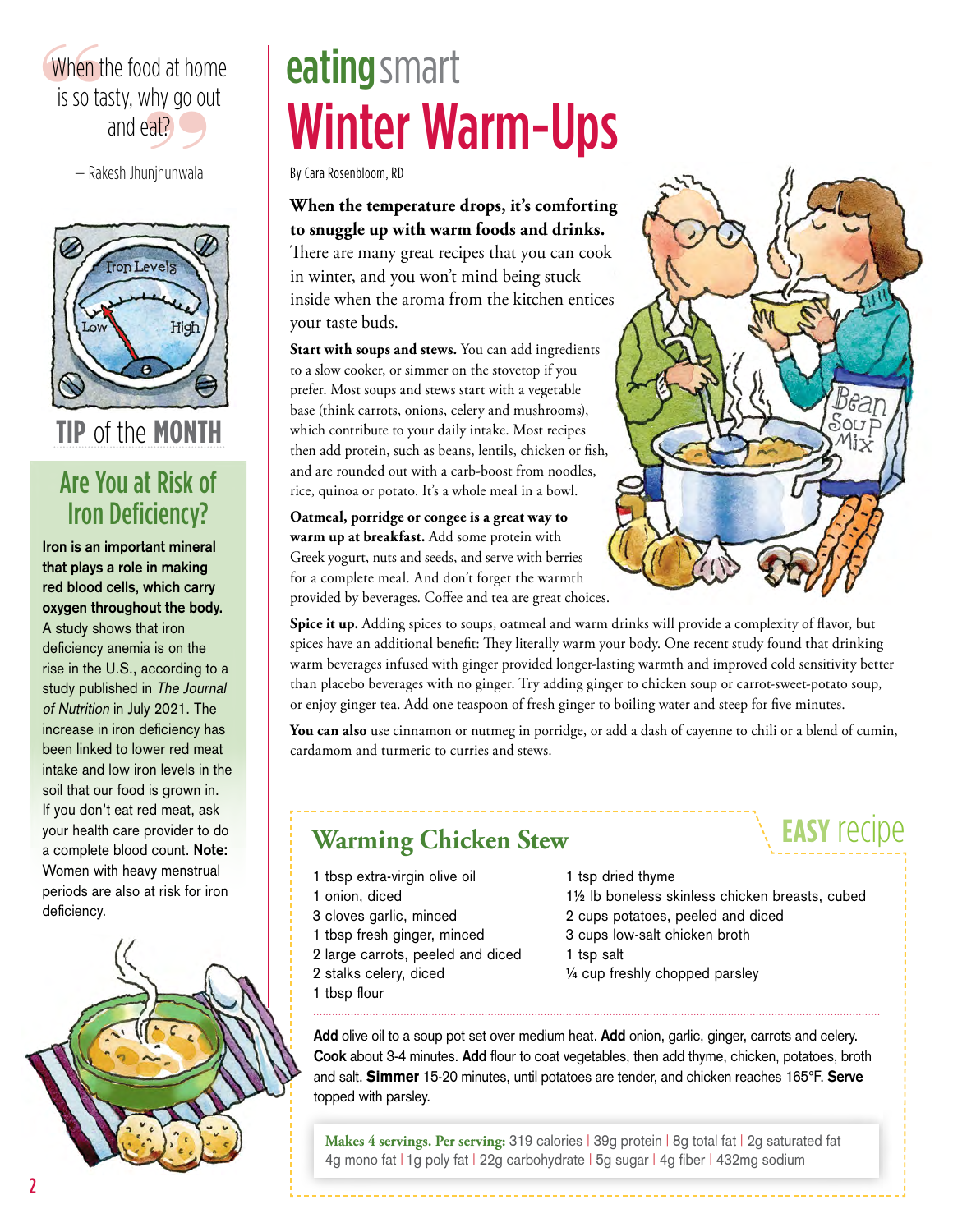> When the food at home is so tasty, why go out and eat?
>
> — Rakesh Jhunjhunwala

## TIP of the MONTH

### Are You at Risk of Iron Deficiency?

**Iron is an important mineral that plays a role in making red blood cells, which carry oxygen throughout the body.** A study shows that iron deficiency anemia is on the rise in the U.S., according to a study published in *The Journal of Nutrition* in July 2021. The increase in iron deficiency has been linked to lower red meat intake and low iron levels in the soil that our food is grown in. If you don't eat red meat, ask your health care provider to do a complete blood count. **Note:** Women with heavy menstrual periods are also at risk for iron deficiency.

# eating smart

# Winter Warm-Ups

By Cara Rosenbloom, RD

**When the temperature drops, it's comforting to snuggle up with warm foods and drinks.** There are many great recipes that you can cook in winter, and you won't mind being stuck inside when the aroma from the kitchen entices your taste buds.

**Start with soups and stews.** You can add ingredients to a slow cooker, or simmer on the stovetop if you prefer. Most soups and stews start with a vegetable base (think carrots, onions, celery and mushrooms), which contribute to your daily intake. Most recipes then add protein, such as beans, lentils, chicken or fish, and are rounded out with a carb-boost from noodles, rice, quinoa or potato. It's a whole meal in a bowl.

**Oatmeal, porridge or congee is a great way to warm up at breakfast.** Add some protein with Greek yogurt, nuts and seeds, and serve with berries for a complete meal. And don't forget the warmth provided by beverages. Coffee and tea are great choices.

**Spice it up.** Adding spices to soups, oatmeal and warm drinks will provide a complexity of flavor, but spices have an additional benefit: They literally warm your body. One recent study found that drinking warm beverages infused with ginger provided longer-lasting warmth and improved cold sensitivity better than placebo beverages with no ginger. Try adding ginger to chicken soup or carrot-sweet-potato soup, or enjoy ginger tea. Add one teaspoon of fresh ginger to boiling water and steep for five minutes.

**You can also** use cinnamon or nutmeg in porridge, or add a dash of cayenne to chili or a blend of cumin, cardamom and turmeric to curries and stews.

## Warming Chicken Stew

**EASY recipe**

- 1 tbsp extra-virgin olive oil
- 1 onion, diced
- 3 cloves garlic, minced
- 1 tbsp fresh ginger, minced
- 2 large carrots, peeled and diced
- 2 stalks celery, diced
- 1 tbsp flour
- 1 tsp dried thyme
- 1½ lb boneless skinless chicken breasts, cubed
- 2 cups potatoes, peeled and diced
- 3 cups low-salt chicken broth
- 1 tsp salt
- ¼ cup freshly chopped parsley

**Add** olive oil to a soup pot set over medium heat. **Add** onion, garlic, ginger, carrots and celery. **Cook** about 3-4 minutes. **Add** flour to coat vegetables, then add thyme, chicken, potatoes, broth and salt. **Simmer** 15-20 minutes, until potatoes are tender, and chicken reaches 165°F. **Serve** topped with parsley.

**Makes 4 servings. Per serving:** 319 calories | 39g protein | 8g total fat | 2g saturated fat | 4g mono fat | 1g poly fat | 22g carbohydrate | 5g sugar | 4g fiber | 432mg sodium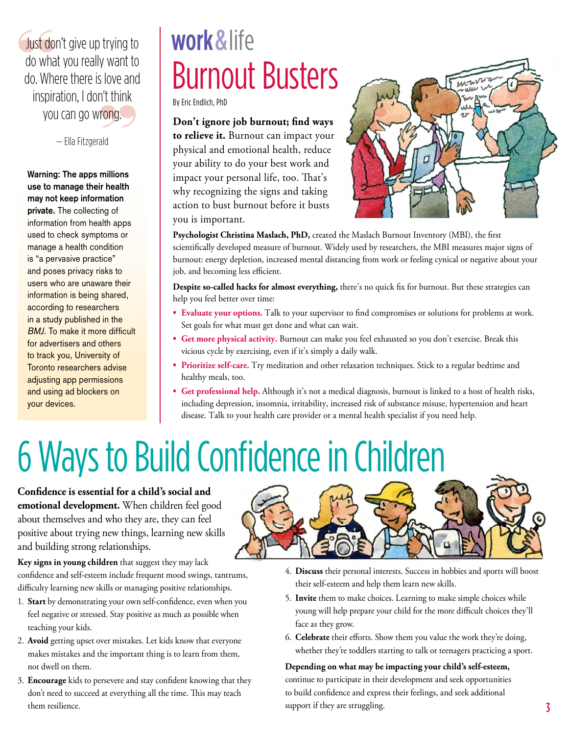> Just don't give up trying to do what you really want to do. Where there is love and inspiration, I don't think you can go wrong.
>
> — Ella Fitzgerald

**Warning: The apps millions use to manage their health may not keep information private.** The collecting of information from health apps used to check symptoms or manage a health condition is "a pervasive practice" and poses privacy risks to users who are unaware their information is being shared, according to researchers in a study published in the *BMJ*. To make it more difficult for advertisers and others to track you, University of Toronto researchers advise adjusting app permissions and using ad blockers on your devices.

## work & life

# Burnout Busters

By Eric Endlich, PhD

**Don't ignore job burnout; find ways to relieve it.** Burnout can impact your physical and emotional health, reduce your ability to do your best work and impact your personal life, too. That's why recognizing the signs and taking action to bust burnout before it busts you is important.

**Psychologist Christina Maslach, PhD,** created the Maslach Burnout Inventory (MBI), the first scientifically developed measure of burnout. Widely used by researchers, the MBI measures major signs of burnout: energy depletion, increased mental distancing from work or feeling cynical or negative about your job, and becoming less efficient.

**Despite so-called hacks for almost everything,** there's no quick fix for burnout. But these strategies can help you feel better over time:

- **Evaluate your options.** Talk to your supervisor to find compromises or solutions for problems at work. Set goals for what must get done and what can wait.
- **Get more physical activity.** Burnout can make you feel exhausted so you don't exercise. Break this vicious cycle by exercising, even if it's simply a daily walk.
- **Prioritize self-care.** Try meditation and other relaxation techniques. Stick to a regular bedtime and healthy meals, too.
- **Get professional help.** Although it's not a medical diagnosis, burnout is linked to a host of health risks, including depression, insomnia, irritability, increased risk of substance misuse, hypertension and heart disease. Talk to your health care provider or a mental health specialist if you need help.

# 6 Ways to Build Confidence in Children

**Confidence is essential for a child's social and emotional development.** When children feel good about themselves and who they are, they can feel positive about trying new things, learning new skills and building strong relationships.

**Key signs in young children** that suggest they may lack confidence and self-esteem include frequent mood swings, tantrums, difficulty learning new skills or managing positive relationships.

1. **Start** by demonstrating your own self-confidence, even when you feel negative or stressed. Stay positive as much as possible when teaching your kids.
2. **Avoid** getting upset over mistakes. Let kids know that everyone makes mistakes and the important thing is to learn from them, not dwell on them.
3. **Encourage** kids to persevere and stay confident knowing that they don't need to succeed at everything all the time. This may teach them resilience.
4. **Discuss** their personal interests. Success in hobbies and sports will boost their self-esteem and help them learn new skills.
5. **Invite** them to make choices. Learning to make simple choices while young will help prepare your child for the more difficult choices they'll face as they grow.
6. **Celebrate** their efforts. Show them you value the work they're doing, whether they're toddlers starting to talk or teenagers practicing a sport.

**Depending on what may be impacting your child's self-esteem,** continue to participate in their development and seek opportunities to build confidence and express their feelings, and seek additional support if they are struggling.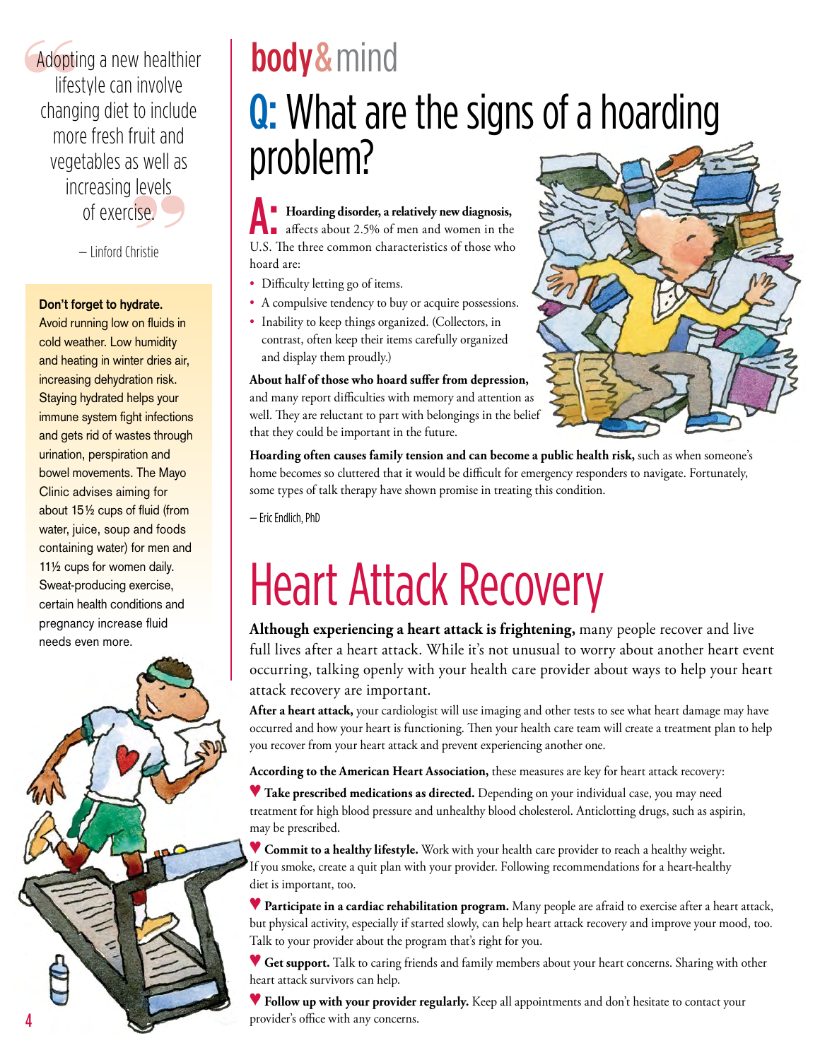> Adopting a new healthier lifestyle can involve changing diet to include more fresh fruit and vegetables as well as increasing levels of exercise.
>
> — Linford Christie

**Don't forget to hydrate.** Avoid running low on fluids in cold weather. Low humidity and heating in winter dries air, increasing dehydration risk. Staying hydrated helps your immune system fight infections and gets rid of wastes through urination, perspiration and bowel movements. The Mayo Clinic advises aiming for about 15½ cups of fluid (from water, juice, soup and foods containing water) for men and 11½ cups for women daily. Sweat-producing exercise, certain health conditions and pregnancy increase fluid needs even more.

# body&mind

## Q: What are the signs of a hoarding problem?

**A: Hoarding disorder, a relatively new diagnosis,** affects about 2.5% of men and women in the U.S. The three common characteristics of those who hoard are:

- Difficulty letting go of items.
- A compulsive tendency to buy or acquire possessions.
- Inability to keep things organized. (Collectors, in contrast, often keep their items carefully organized and display them proudly.)

**About half of those who hoard suffer from depression,** and many report difficulties with memory and attention as well. They are reluctant to part with belongings in the belief that they could be important in the future.

**Hoarding often causes family tension and can become a public health risk,** such as when someone's home becomes so cluttered that it would be difficult for emergency responders to navigate. Fortunately, some types of talk therapy have shown promise in treating this condition.

— Eric Endlich, PhD

# Heart Attack Recovery

**Although experiencing a heart attack is frightening,** many people recover and live full lives after a heart attack. While it's not unusual to worry about another heart event occurring, talking openly with your health care provider about ways to help your heart attack recovery are important.

**After a heart attack,** your cardiologist will use imaging and other tests to see what heart damage may have occurred and how your heart is functioning. Then your health care team will create a treatment plan to help you recover from your heart attack and prevent experiencing another one.

**According to the American Heart Association,** these measures are key for heart attack recovery:

♥ **Take prescribed medications as directed.** Depending on your individual case, you may need treatment for high blood pressure and unhealthy blood cholesterol. Anticlotting drugs, such as aspirin, may be prescribed.

♥ **Commit to a healthy lifestyle.** Work with your health care provider to reach a healthy weight. If you smoke, create a quit plan with your provider. Following recommendations for a heart-healthy diet is important, too.

♥ **Participate in a cardiac rehabilitation program.** Many people are afraid to exercise after a heart attack, but physical activity, especially if started slowly, can help heart attack recovery and improve your mood, too. Talk to your provider about the program that's right for you.

♥ **Get support.** Talk to caring friends and family members about your heart concerns. Sharing with other heart attack survivors can help.

♥ **Follow up with your provider regularly.** Keep all appointments and don't hesitate to contact your provider's office with any concerns.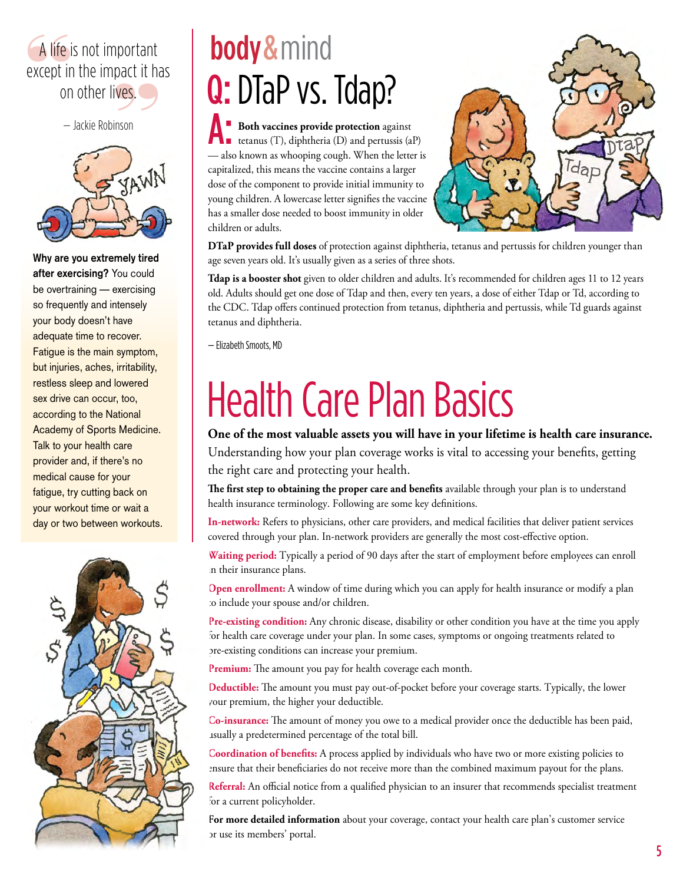> "A life is not important except in the impact it has on other lives."
>
> — Jackie Robinson

**Why are you extremely tired after exercising?** You could be overtraining — exercising so frequently and intensely your body doesn't have adequate time to recover. Fatigue is the main symptom, but injuries, aches, irritability, restless sleep and lowered sex drive can occur, too, according to the National Academy of Sports Medicine. Talk to your health care provider and, if there's no medical cause for your fatigue, try cutting back on your workout time or wait a day or two between workouts.

# body & mind

## Q: DTaP vs. Tdap?

**A:** **Both vaccines provide protection** against tetanus (T), diphtheria (D) and pertussis (aP) — also known as whooping cough. When the letter is capitalized, this means the vaccine contains a larger dose of the component to provide initial immunity to young children. A lowercase letter signifies the vaccine has a smaller dose needed to boost immunity in older children or adults.

**DTaP provides full doses** of protection against diphtheria, tetanus and pertussis for children younger than age seven years old. It's usually given as a series of three shots.

**Tdap is a booster shot** given to older children and adults. It's recommended for children ages 11 to 12 years old. Adults should get one dose of Tdap and then, every ten years, a dose of either Tdap or Td, according to the CDC. Tdap offers continued protection from tetanus, diphtheria and pertussis, while Td guards against tetanus and diphtheria.

— Elizabeth Smoots, MD

# Health Care Plan Basics

**One of the most valuable assets you will have in your lifetime is health care insurance.** Understanding how your plan coverage works is vital to accessing your benefits, getting the right care and protecting your health.

**The first step to obtaining the proper care and benefits** available through your plan is to understand health insurance terminology. Following are some key definitions.

**In-network:** Refers to physicians, other care providers, and medical facilities that deliver patient services covered through your plan. In-network providers are generally the most cost-effective option.

**Waiting period:** Typically a period of 90 days after the start of employment before employees can enroll in their insurance plans.

**Open enrollment:** A window of time during which you can apply for health insurance or modify a plan to include your spouse and/or children.

**Pre-existing condition:** Any chronic disease, disability or other condition you have at the time you apply for health care coverage under your plan. In some cases, symptoms or ongoing treatments related to pre-existing conditions can increase your premium.

**Premium:** The amount you pay for health coverage each month.

**Deductible:** The amount you must pay out-of-pocket before your coverage starts. Typically, the lower your premium, the higher your deductible.

**Co-insurance:** The amount of money you owe to a medical provider once the deductible has been paid, usually a predetermined percentage of the total bill.

**Coordination of benefits:** A process applied by individuals who have two or more existing policies to ensure that their beneficiaries do not receive more than the combined maximum payout for the plans.

**Referral:** An official notice from a qualified physician to an insurer that recommends specialist treatment for a current policyholder.

**For more detailed information** about your coverage, contact your health care plan's customer service or use its members' portal.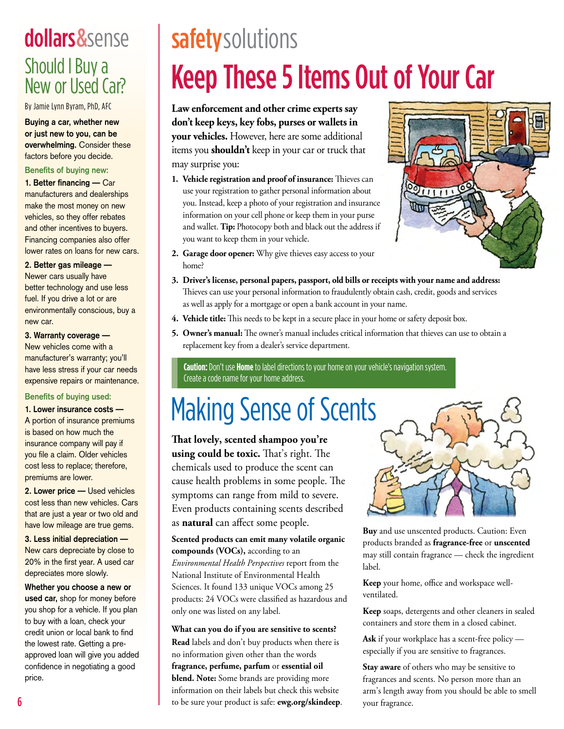## dollars&sense

# Should I Buy a New or Used Car?

By Jamie Lynn Byram, PhD, AFC

**Buying a car, whether new or just new to you, can be overwhelming.** Consider these factors before you decide.

**Benefits of buying new:**

**1. Better financing —** Car manufacturers and dealerships make the most money on new vehicles, so they offer rebates and other incentives to buyers. Financing companies also offer lower rates on loans for new cars.

**2. Better gas mileage —** Newer cars usually have better technology and use less fuel. If you drive a lot or are environmentally conscious, buy a new car.

**3. Warranty coverage —** New vehicles come with a manufacturer's warranty; you'll have less stress if your car needs expensive repairs or maintenance.

**Benefits of buying used:**

**1. Lower insurance costs —** A portion of insurance premiums is based on how much the insurance company will pay if you file a claim. Older vehicles cost less to replace; therefore, premiums are lower.

**2. Lower price —** Used vehicles cost less than new vehicles. Cars that are just a year or two old and have low mileage are true gems.

**3. Less initial depreciation —** New cars depreciate by close to 20% in the first year. A used car depreciates more slowly.

**Whether you choose a new or used car,** shop for money before you shop for a vehicle. If you plan to buy with a loan, check your credit union or local bank to find the lowest rate. Getting a pre-approved loan will give you added confidence in negotiating a good price.

## safety solutions

# Keep These 5 Items Out of Your Car

**Law enforcement and other crime experts say don't keep keys, key fobs, purses or wallets in your vehicles.** However, here are some additional items you **shouldn't** keep in your car or truck that may surprise you:

1. **Vehicle registration and proof of insurance:** Thieves can use your registration to gather personal information about you. Instead, keep a photo of your registration and insurance information on your cell phone or keep them in your purse and wallet. **Tip:** Photocopy both and black out the address if you want to keep them in your vehicle.
2. **Garage door opener:** Why give thieves easy access to your home?
3. **Driver's license, personal papers, passport, old bills or receipts with your name and address:** Thieves can use your personal information to fraudulently obtain cash, credit, goods and services as well as apply for a mortgage or open a bank account in your name.
4. **Vehicle title:** This needs to be kept in a secure place in your home or safety deposit box.
5. **Owner's manual:** The owner's manual includes critical information that thieves can use to obtain a replacement key from a dealer's service department.

**Caution:** Don't use **Home** to label directions to your home on your vehicle's navigation system. Create a code name for your home address.

# Making Sense of Scents

**That lovely, scented shampoo you're using could be toxic.** That's right. The chemicals used to produce the scent can cause health problems in some people. The symptoms can range from mild to severe. Even products containing scents described as **natural** can affect some people.

**Scented products can emit many volatile organic compounds (VOCs),** according to an *Environmental Health Perspectives* report from the National Institute of Environmental Health Sciences. It found 133 unique VOCs among 25 products: 24 VOCs were classified as hazardous and only one was listed on any label.

**What can you do if you are sensitive to scents?**

**Read** labels and don't buy products when there is no information given other than the words **fragrance, perfume, parfum** or **essential oil blend. Note:** Some brands are providing more information on their labels but check this website to be sure your product is safe: **ewg.org/skindeep**.

**Buy** and use unscented products. Caution: Even products branded as **fragrance-free** or **unscented** may still contain fragrance — check the ingredient label.

**Keep** your home, office and workspace well-ventilated.

**Keep** soaps, detergents and other cleaners in sealed containers and store them in a closed cabinet.

**Ask** if your workplace has a scent-free policy — especially if you are sensitive to fragrances.

**Stay aware** of others who may be sensitive to fragrances and scents. No person more than an arm's length away from you should be able to smell your fragrance.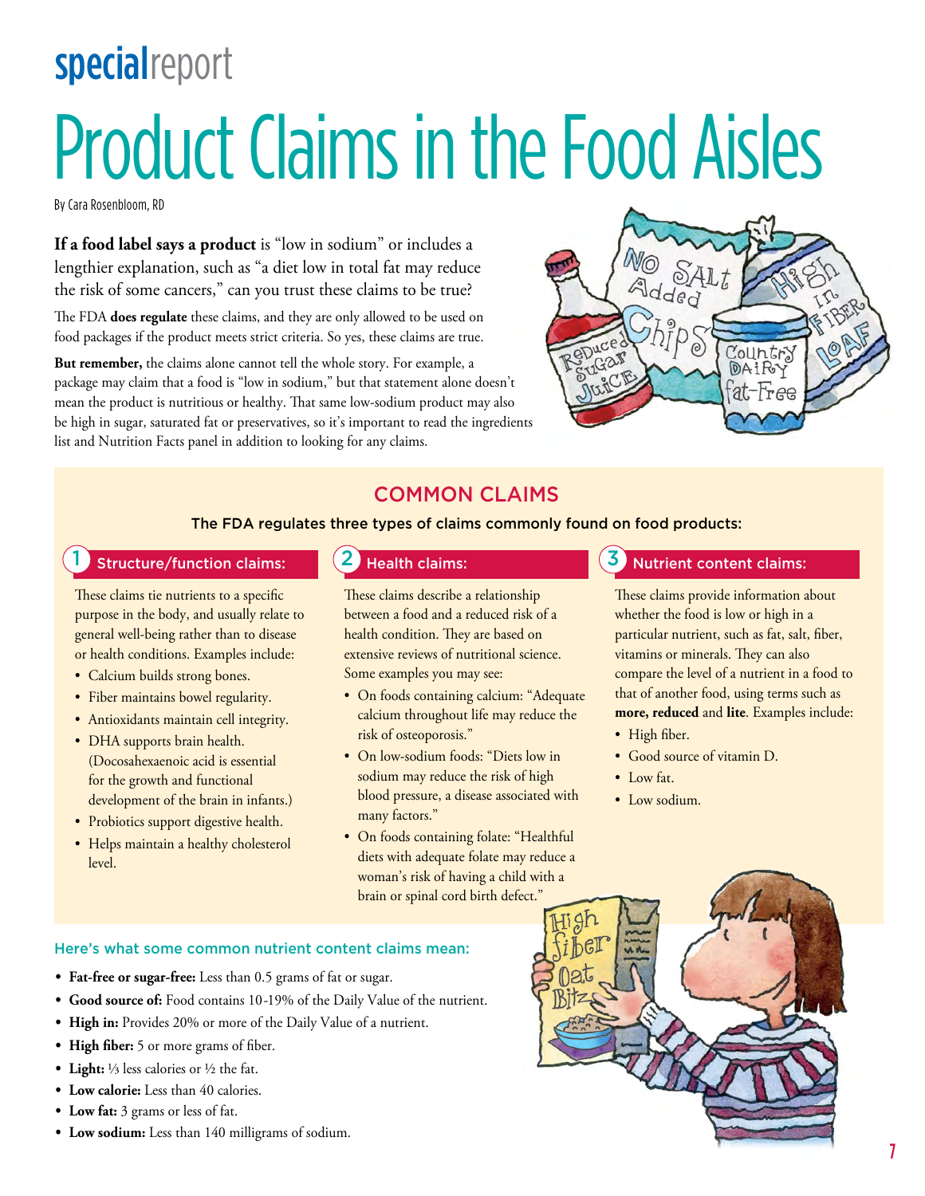# specialreport

# Product Claims in the Food Aisles

By Cara Rosenbloom, RD

**If a food label says a product** is "low in sodium" or includes a lengthier explanation, such as "a diet low in total fat may reduce the risk of some cancers," can you trust these claims to be true?

The FDA **does regulate** these claims, and they are only allowed to be used on food packages if the product meets strict criteria. So yes, these claims are true.

**But remember,** the claims alone cannot tell the whole story. For example, a package may claim that a food is "low in sodium," but that statement alone doesn't mean the product is nutritious or healthy. That same low-sodium product may also be high in sugar, saturated fat or preservatives, so it's important to read the ingredients list and Nutrition Facts panel in addition to looking for any claims.

## COMMON CLAIMS

**The FDA regulates three types of claims commonly found on food products:**

### 1 Structure/function claims:

These claims tie nutrients to a specific purpose in the body, and usually relate to general well-being rather than to disease or health conditions. Examples include:

- Calcium builds strong bones.
- Fiber maintains bowel regularity.
- Antioxidants maintain cell integrity.
- DHA supports brain health. (Docosahexaenoic acid is essential for the growth and functional development of the brain in infants.)
- Probiotics support digestive health.
- Helps maintain a healthy cholesterol level.

### 2 Health claims:

These claims describe a relationship between a food and a reduced risk of a health condition. They are based on extensive reviews of nutritional science. Some examples you may see:

- On foods containing calcium: "Adequate calcium throughout life may reduce the risk of osteoporosis."
- On low-sodium foods: "Diets low in sodium may reduce the risk of high blood pressure, a disease associated with many factors."
- On foods containing folate: "Healthful diets with adequate folate may reduce a woman's risk of having a child with a brain or spinal cord birth defect."

### 3 Nutrient content claims:

These claims provide information about whether the food is low or high in a particular nutrient, such as fat, salt, fiber, vitamins or minerals. They can also compare the level of a nutrient in a food to that of another food, using terms such as **more, reduced** and **lite**. Examples include:

- High fiber.
- Good source of vitamin D.
- Low fat.
- Low sodium.

### Here's what some common nutrient content claims mean:

- **Fat-free or sugar-free:** Less than 0.5 grams of fat or sugar.
- **Good source of:** Food contains 10-19% of the Daily Value of the nutrient.
- **High in:** Provides 20% or more of the Daily Value of a nutrient.
- **High fiber:** 5 or more grams of fiber.
- **Light:** ⅓ less calories or ½ the fat.
- **Low calorie:** Less than 40 calories.
- **Low fat:** 3 grams or less of fat.
- **Low sodium:** Less than 140 milligrams of sodium.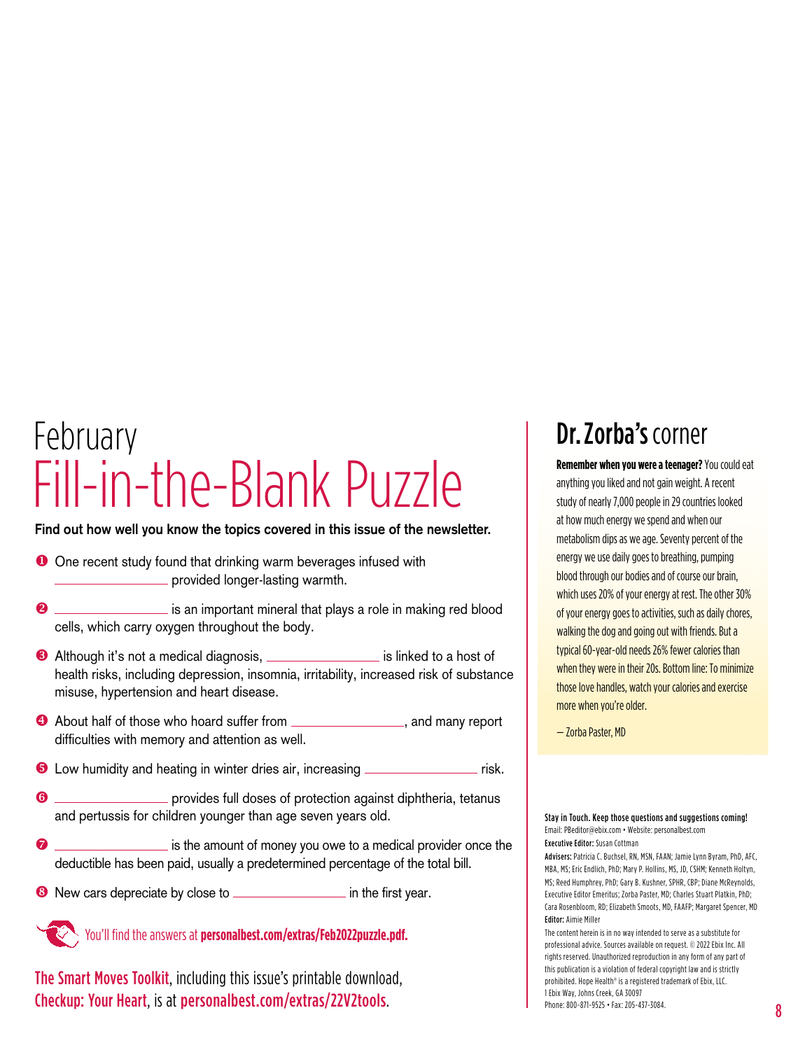# February
# Fill-in-the-Blank Puzzle

**Find out how well you know the topics covered in this issue of the newsletter.**

1. One recent study found that drinking warm beverages infused with ______________ provided longer-lasting warmth.
2. ______________ is an important mineral that plays a role in making red blood cells, which carry oxygen throughout the body.
3. Although it's not a medical diagnosis, ______________ is linked to a host of health risks, including depression, insomnia, irritability, increased risk of substance misuse, hypertension and heart disease.
4. About half of those who hoard suffer from ______________, and many report difficulties with memory and attention as well.
5. Low humidity and heating in winter dries air, increasing ______________ risk.
6. ______________ provides full doses of protection against diphtheria, tetanus and pertussis for children younger than age seven years old.
7. ______________ is the amount of money you owe to a medical provider once the deductible has been paid, usually a predetermined percentage of the total bill.
8. New cars depreciate by close to ______________ in the first year.

You'll find the answers at **personalbest.com/extras/Feb2022puzzle.pdf.**

The Smart Moves Toolkit, including this issue's printable download, Checkup: Your Heart, is at personalbest.com/extras/22V2tools.

## Dr. Zorba's corner

**Remember when you were a teenager?** You could eat anything you liked and not gain weight. A recent study of nearly 7,000 people in 29 countries looked at how much energy we spend and when our metabolism dips as we age. Seventy percent of the energy we use daily goes to breathing, pumping blood through our bodies and of course our brain, which uses 20% of your energy at rest. The other 30% of your energy goes to activities, such as daily chores, walking the dog and going out with friends. But a typical 60-year-old needs 26% fewer calories than when they were in their 20s. Bottom line: To minimize those love handles, watch your calories and exercise more when you're older.

— Zorba Paster, MD

**Stay in Touch. Keep those questions and suggestions coming!**
Email: PBeditor@ebix.com • Website: personalbest.com

**Executive Editor:** Susan Cottman

**Advisers:** Patricia C. Buchsel, RN, MSN, FAAN; Jamie Lynn Byram, PhD, AFC, MBA, MS; Eric Endlich, PhD; Mary P. Hollins, MS, JD, CSHM; Kenneth Holtyn, MS; Reed Humphrey, PhD; Gary B. Kushner, SPHR, CBP; Diane McReynolds, Executive Editor Emeritus; Zorba Paster, MD; Charles Stuart Platkin, PhD; Cara Rosenbloom, RD; Elizabeth Smoots, MD, FAAFP; Margaret Spencer, MD

**Editor:** Aimie Miller

The content herein is in no way intended to serve as a substitute for professional advice. Sources available on request. © 2022 Ebix Inc. All rights reserved. Unauthorized reproduction in any form of any part of this publication is a violation of federal copyright law and is strictly prohibited. Hope Health® is a registered trademark of Ebix, LLC.
1 Ebix Way, Johns Creek, GA 30097
Phone: 800-871-9525 • Fax: 205-437-3084.